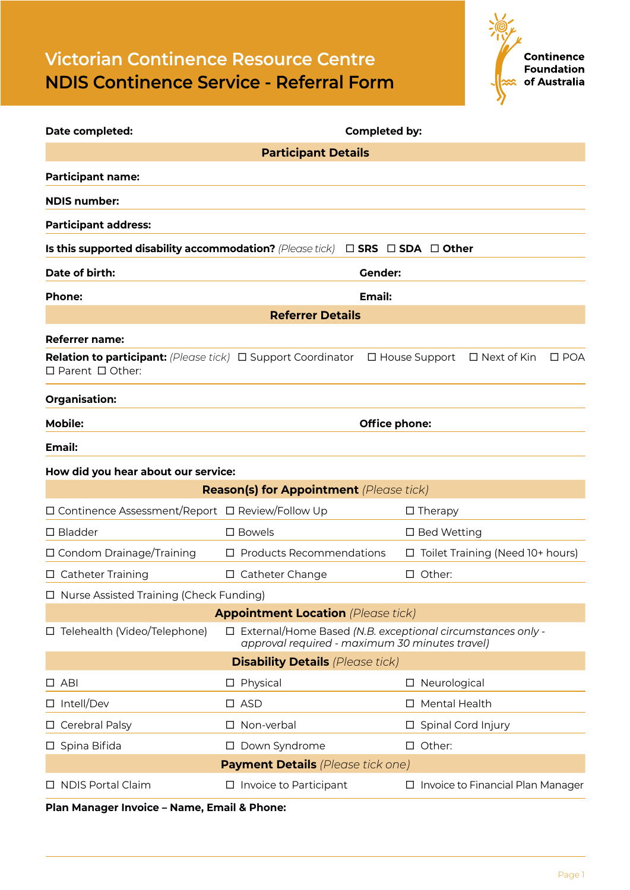# Victorian Continence Resource Centre

# NDIS Continence Service - Referral Form

Continence Foundation of Australia

**Date completed:** **Completed by:**

## Participant Details

**Participant name:**

**NDIS number:**

**Participant address:**

**Is this supported disability accommodation?** *(Please tick)* ☐ **SRS** ☐ **SDA** ☐ **Other**

**Date of birth:** **Gender:**

**Phone:** **Email:**

## Referrer Details

**Referrer name:**

**Relation to participant:** *(Please tick)* ☐ Support Coordinator ☐ House Support ☐ Next of Kin ☐ POA ☐ Parent ☐ Other:

**Organisation:**

**Mobile:** **Office phone:**

**Email:**

**How did you hear about our service:**

## Reason(s) for Appointment *(Please tick)*

| | | |
|---|---|---|
| ☐ Continence Assessment/Report | ☐ Review/Follow Up | ☐ Therapy |
| ☐ Bladder | ☐ Bowels | ☐ Bed Wetting |
| ☐ Condom Drainage/Training | ☐ Products Recommendations | ☐ Toilet Training (Need 10+ hours) |
| ☐ Catheter Training | ☐ Catheter Change | ☐ Other: |
| ☐ Nurse Assisted Training (Check Funding) | | |

## Appointment Location *(Please tick)*

☐ Telehealth (Video/Telephone) ☐ External/Home Based *(N.B. exceptional circumstances only - approval required - maximum 30 minutes travel)*

## Disability Details *(Please tick)*

| | | |
|---|---|---|
| ☐ ABI | ☐ Physical | ☐ Neurological |
| ☐ Intell/Dev | ☐ ASD | ☐ Mental Health |
| ☐ Cerebral Palsy | ☐ Non-verbal | ☐ Spinal Cord Injury |
| ☐ Spina Bifida | ☐ Down Syndrome | ☐ Other: |

## Payment Details *(Please tick one)*

☐ NDIS Portal Claim ☐ Invoice to Participant ☐ Invoice to Financial Plan Manager

**Plan Manager Invoice – Name, Email & Phone:**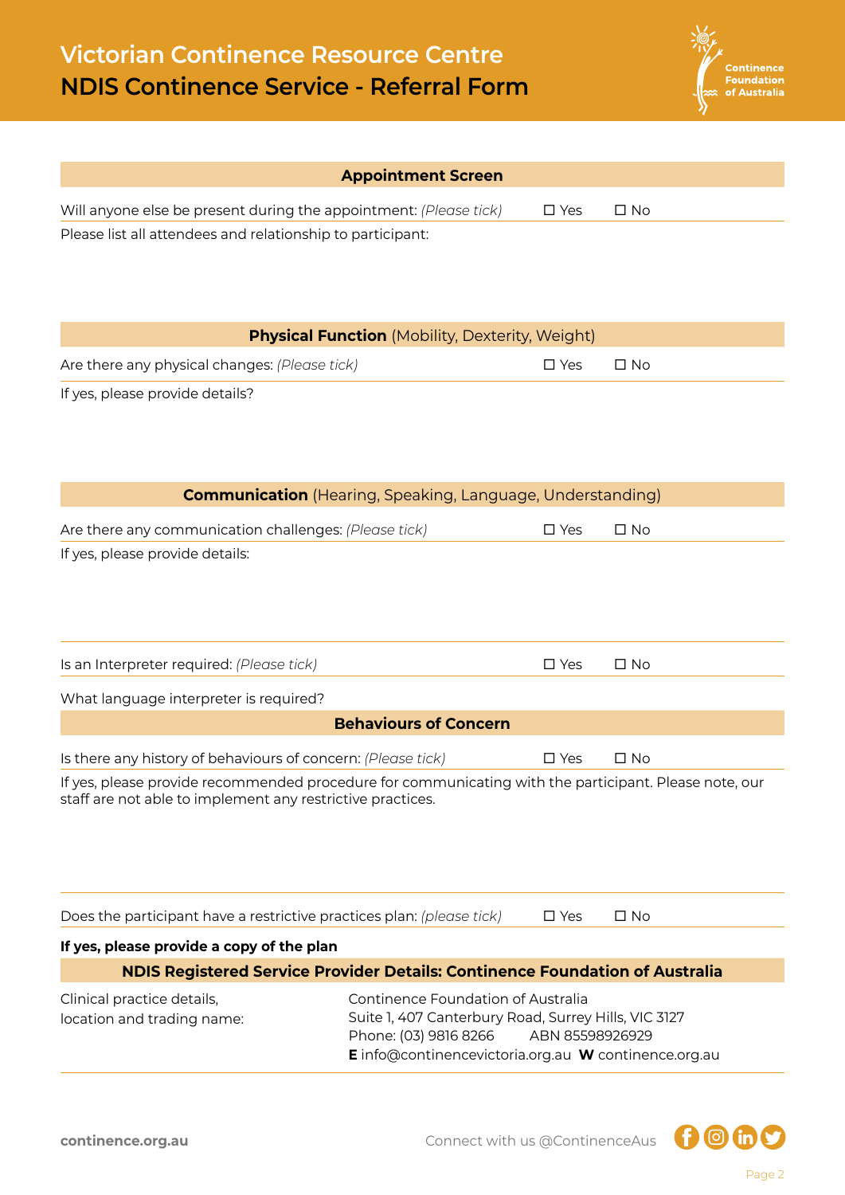# Victorian Continence Resource Centre
# NDIS Continence Service - Referral Form

## Appointment Screen

Will anyone else be present during the appointment: *(Please tick)* ☐ Yes ☐ No

Please list all attendees and relationship to participant:

## Physical Function (Mobility, Dexterity, Weight)

Are there any physical changes: *(Please tick)* ☐ Yes ☐ No

If yes, please provide details?

## Communication (Hearing, Speaking, Language, Understanding)

Are there any communication challenges: *(Please tick)* ☐ Yes ☐ No

If yes, please provide details:

Is an Interpreter required: *(Please tick)* ☐ Yes ☐ No

What language interpreter is required?

## Behaviours of Concern

Is there any history of behaviours of concern: *(Please tick)* ☐ Yes ☐ No

If yes, please provide recommended procedure for communicating with the participant. Please note, our staff are not able to implement any restrictive practices.

Does the participant have a restrictive practices plan: *(please tick)* ☐ Yes ☐ No

**If yes, please provide a copy of the plan**

## NDIS Registered Service Provider Details: Continence Foundation of Australia

| | |
|---|---|
| Clinical practice details, location and trading name: | Continence Foundation of Australia<br>Suite 1, 407 Canterbury Road, Surrey Hills, VIC 3127<br>Phone: (03) 9816 8266 ABN 85598926929<br>**E** info@continencevictoria.org.au **W** continence.org.au |

continence.org.au

Connect with us @ContinenceAus